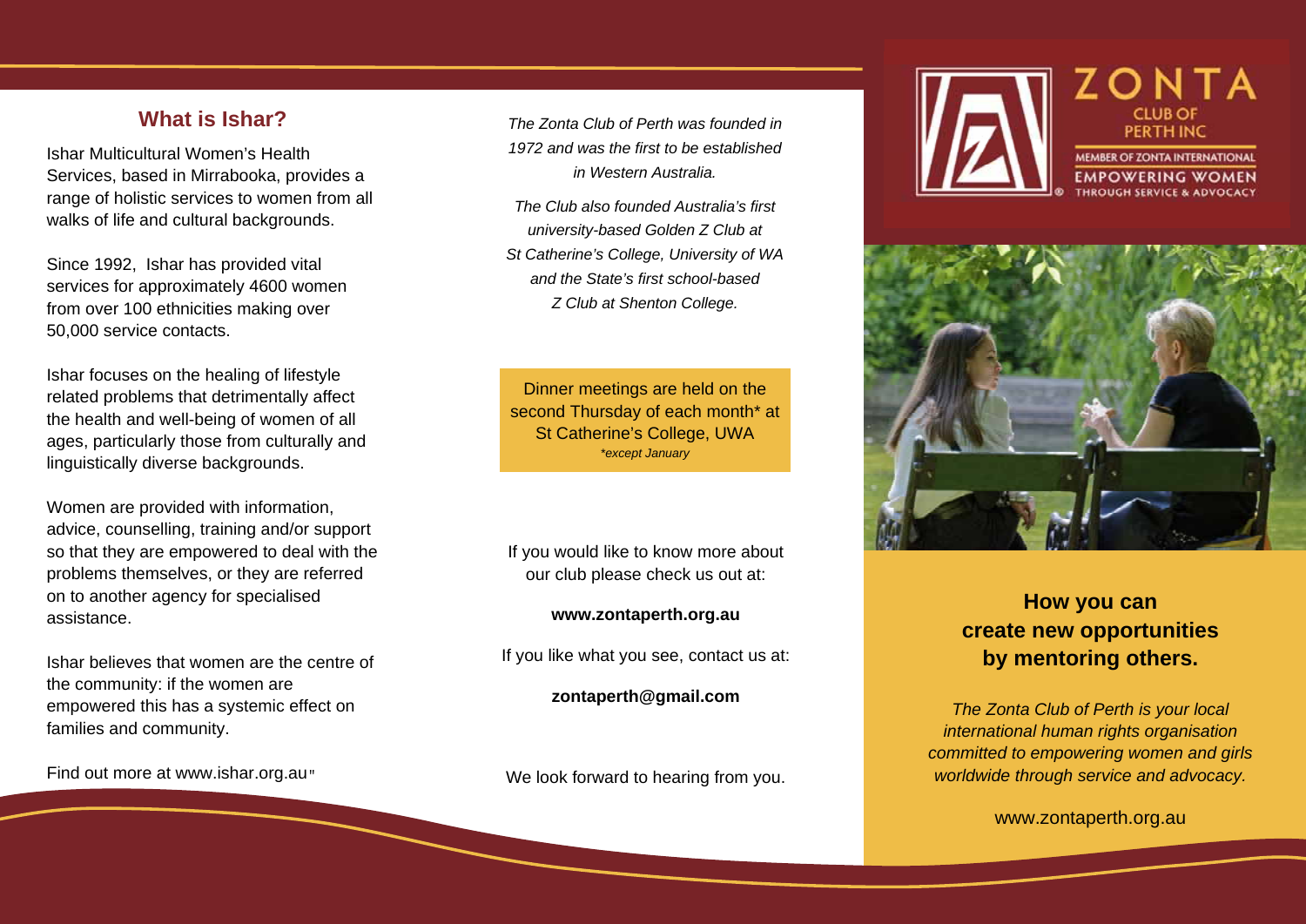## What is Ishar?

Ishar Multicultural Women's Health Services, based in Mirrabooka, provides a range of holistic services to women from all walks of life and cultural backgrounds.

Since 1992, Ishar has provided vital services for approximately 4600 women from over 100 ethnicities making over 50,000 service contacts.

Ishar focuses on the healing of lifestyle related problems that detrimentally affect the health and well-being of women of all ages, particularly those from culturally and linguistically diverse backgrounds.

Women are provided with information, advice, counselling, training and/or support so that they are empowered to deal with the problems themselves, or they are referred on to another agency for specialised assistance.

Ishar believes that women are the centre of the community: if the women are empowered this has a systemic effect on families and community.

Find out more at www.ishar.org.au"

*The Zonta Club of Perth was founded in 1972 and was the first to be established in Western Australia.*

*The Club also founded Australia's first university-based Golden Z Club at St Catherine's College, University of WA and the State's first school-based Z Club at Shenton College.*

Dinner meetings are held on the second Thursday of each month* at St Catherine's College, UWA
*\*except January*

If you would like to know more about our club please check us out at:

**www.zontaperth.org.au**

If you like what you see, contact us at:

**zontaperth@gmail.com**

We look forward to hearing from you.

ZONTA
CLUB OF PERTH INC
MEMBER OF ZONTA INTERNATIONAL
EMPOWERING WOMEN THROUGH SERVICE & ADVOCACY

## How you can create new opportunities by mentoring others.

*The Zonta Club of Perth is your local international human rights organisation committed to empowering women and girls worldwide through service and advocacy.*

www.zontaperth.org.au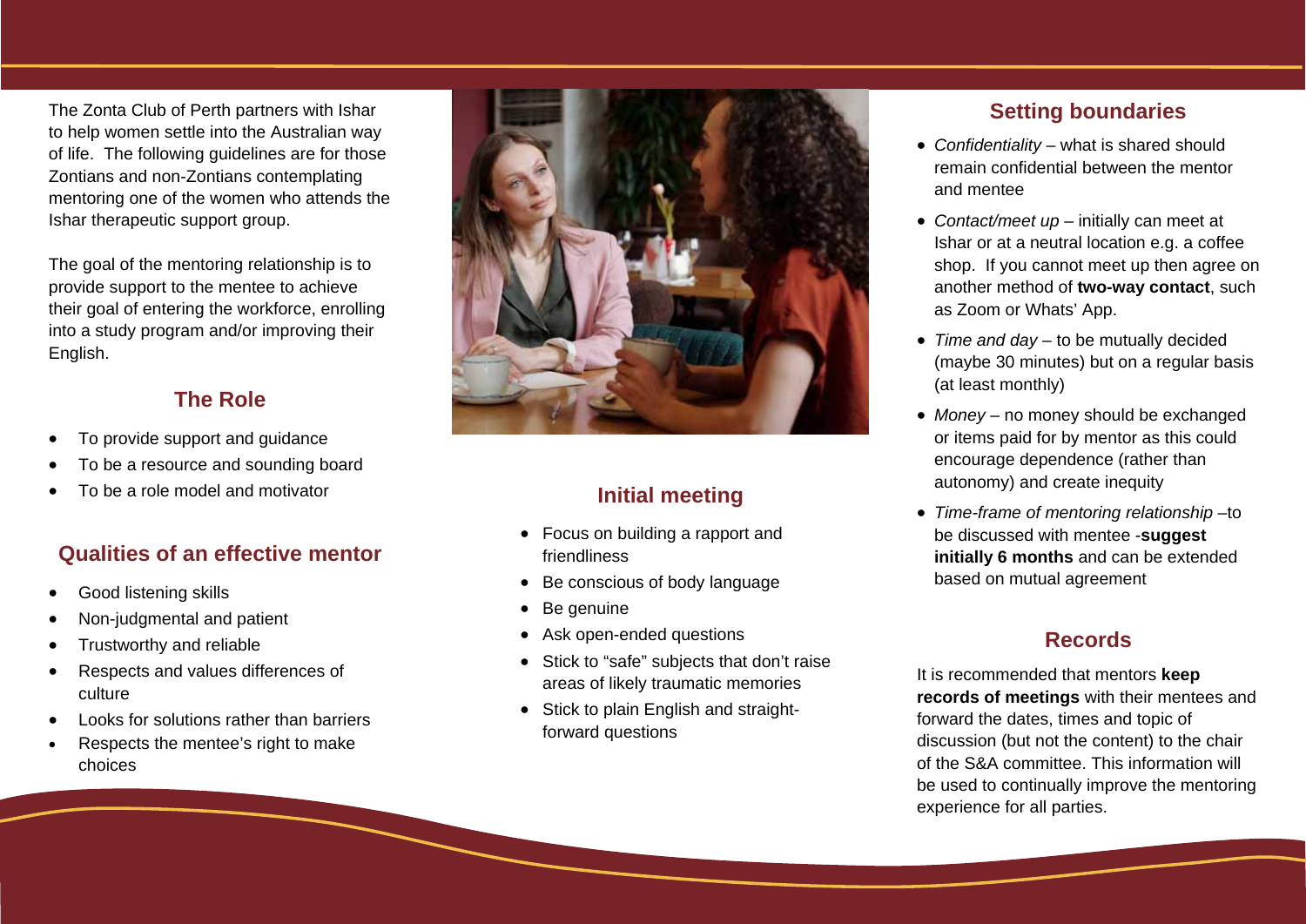The Zonta Club of Perth partners with Ishar to help women settle into the Australian way of life. The following guidelines are for those Zontians and non-Zontians contemplating mentoring one of the women who attends the Ishar therapeutic support group.

The goal of the mentoring relationship is to provide support to the mentee to achieve their goal of entering the workforce, enrolling into a study program and/or improving their English.

## The Role

- To provide support and guidance
- To be a resource and sounding board
- To be a role model and motivator

## Qualities of an effective mentor

- Good listening skills
- Non-judgmental and patient
- Trustworthy and reliable
- Respects and values differences of culture
- Looks for solutions rather than barriers
- Respects the mentee's right to make choices

## Initial meeting

- Focus on building a rapport and friendliness
- Be conscious of body language
- Be genuine
- Ask open-ended questions
- Stick to "safe" subjects that don't raise areas of likely traumatic memories
- Stick to plain English and straight-forward questions

## Setting boundaries

- *Confidentiality* – what is shared should remain confidential between the mentor and mentee
- *Contact/meet up* – initially can meet at Ishar or at a neutral location e.g. a coffee shop. If you cannot meet up then agree on another method of **two-way contact**, such as Zoom or Whats' App.
- *Time and day* – to be mutually decided (maybe 30 minutes) but on a regular basis (at least monthly)
- *Money* – no money should be exchanged or items paid for by mentor as this could encourage dependence (rather than autonomy) and create inequity
- *Time-frame of mentoring relationship* –to be discussed with mentee -**suggest initially 6 months** and can be extended based on mutual agreement

## Records

It is recommended that mentors **keep records of meetings** with their mentees and forward the dates, times and topic of discussion (but not the content) to the chair of the S&A committee. This information will be used to continually improve the mentoring experience for all parties.